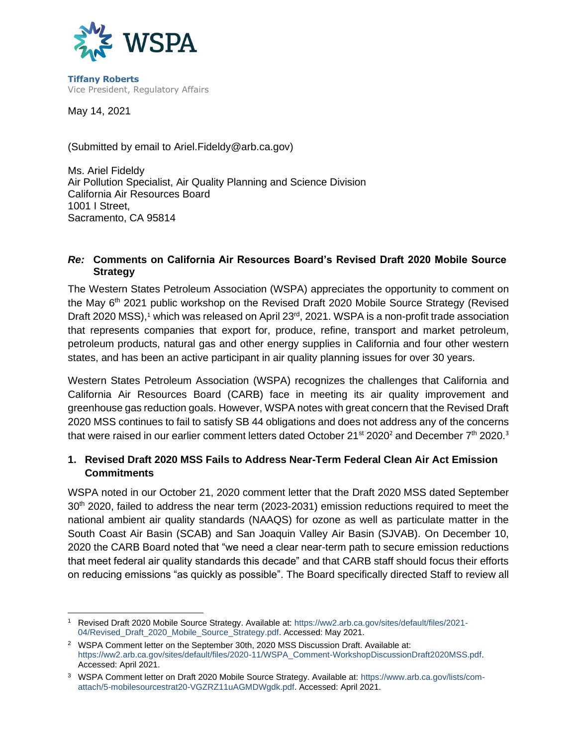WSPA

**Tiffany Roberts**
Vice President, Regulatory Affairs

May 14, 2021

(Submitted by email to Ariel.Fideldy@arb.ca.gov)

Ms. Ariel Fideldy
Air Pollution Specialist, Air Quality Planning and Science Division
California Air Resources Board
1001 I Street,
Sacramento, CA 95814

***Re:*** **Comments on California Air Resources Board's Revised Draft 2020 Mobile Source Strategy**

The Western States Petroleum Association (WSPA) appreciates the opportunity to comment on the May 6th 2021 public workshop on the Revised Draft 2020 Mobile Source Strategy (Revised Draft 2020 MSS),[1] which was released on April 23rd, 2021. WSPA is a non-profit trade association that represents companies that export for, produce, refine, transport and market petroleum, petroleum products, natural gas and other energy supplies in California and four other western states, and has been an active participant in air quality planning issues for over 30 years.

Western States Petroleum Association (WSPA) recognizes the challenges that California and California Air Resources Board (CARB) face in meeting its air quality improvement and greenhouse gas reduction goals. However, WSPA notes with great concern that the Revised Draft 2020 MSS continues to fail to satisfy SB 44 obligations and does not address any of the concerns that were raised in our earlier comment letters dated October 21st 2020[2] and December 7th 2020.[3]

## 1. Revised Draft 2020 MSS Fails to Address Near-Term Federal Clean Air Act Emission Commitments

WSPA noted in our October 21, 2020 comment letter that the Draft 2020 MSS dated September 30th 2020, failed to address the near term (2023-2031) emission reductions required to meet the national ambient air quality standards (NAAQS) for ozone as well as particulate matter in the South Coast Air Basin (SCAB) and San Joaquin Valley Air Basin (SJVAB). On December 10, 2020 the CARB Board noted that "we need a clear near-term path to secure emission reductions that meet federal air quality standards this decade" and that CARB staff should focus their efforts on reducing emissions "as quickly as possible". The Board specifically directed Staff to review all

---

[1] Revised Draft 2020 Mobile Source Strategy. Available at: https://ww2.arb.ca.gov/sites/default/files/2021-04/Revised_Draft_2020_Mobile_Source_Strategy.pdf. Accessed: May 2021.

[2] WSPA Comment letter on the September 30th, 2020 MSS Discussion Draft. Available at: https://ww2.arb.ca.gov/sites/default/files/2020-11/WSPA_Comment-WorkshopDiscussionDraft2020MSS.pdf. Accessed: April 2021.

[3] WSPA Comment letter on Draft 2020 Mobile Source Strategy. Available at: https://www.arb.ca.gov/lists/com-attach/5-mobilesourcestrat20-VGZRZ11uAGMDWgdk.pdf. Accessed: April 2021.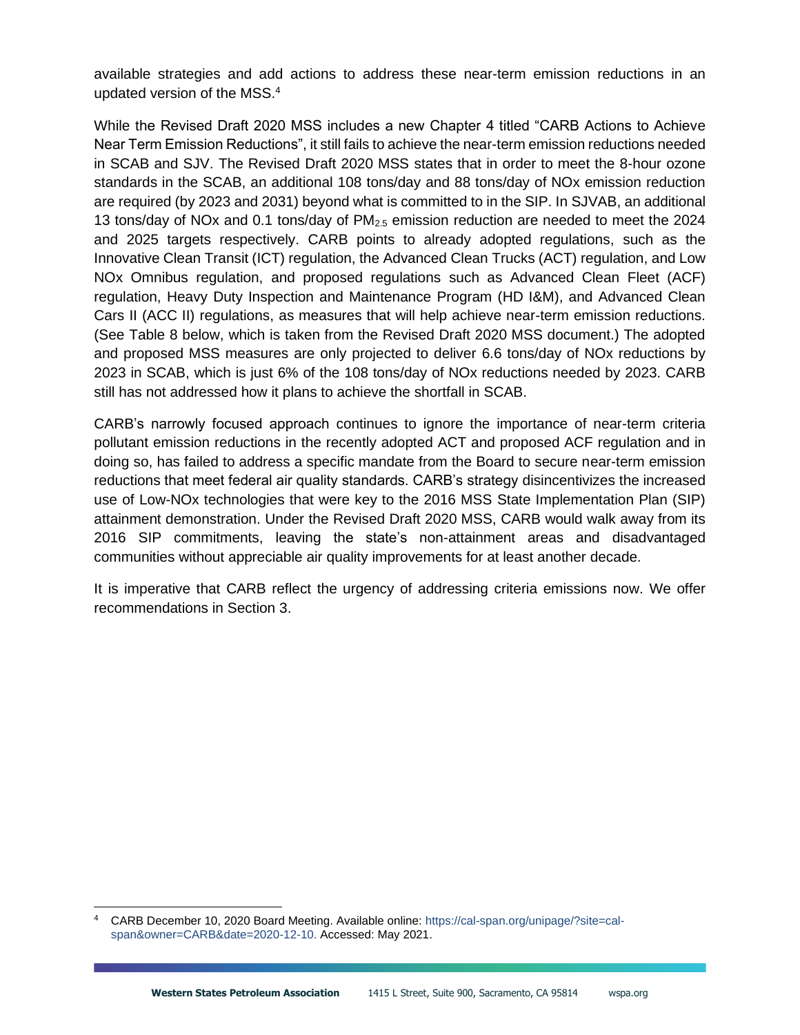available strategies and add actions to address these near-term emission reductions in an updated version of the MSS.[4]

While the Revised Draft 2020 MSS includes a new Chapter 4 titled "CARB Actions to Achieve Near Term Emission Reductions", it still fails to achieve the near-term emission reductions needed in SCAB and SJV. The Revised Draft 2020 MSS states that in order to meet the 8-hour ozone standards in the SCAB, an additional 108 tons/day and 88 tons/day of NOx emission reduction are required (by 2023 and 2031) beyond what is committed to in the SIP. In SJVAB, an additional 13 tons/day of NOx and 0.1 tons/day of $PM_{2.5}$ emission reduction are needed to meet the 2024 and 2025 targets respectively. CARB points to already adopted regulations, such as the Innovative Clean Transit (ICT) regulation, the Advanced Clean Trucks (ACT) regulation, and Low NOx Omnibus regulation, and proposed regulations such as Advanced Clean Fleet (ACF) regulation, Heavy Duty Inspection and Maintenance Program (HD I&M), and Advanced Clean Cars II (ACC II) regulations, as measures that will help achieve near-term emission reductions. (See Table 8 below, which is taken from the Revised Draft 2020 MSS document.) The adopted and proposed MSS measures are only projected to deliver 6.6 tons/day of NOx reductions by 2023 in SCAB, which is just 6% of the 108 tons/day of NOx reductions needed by 2023. CARB still has not addressed how it plans to achieve the shortfall in SCAB.

CARB's narrowly focused approach continues to ignore the importance of near-term criteria pollutant emission reductions in the recently adopted ACT and proposed ACF regulation and in doing so, has failed to address a specific mandate from the Board to secure near-term emission reductions that meet federal air quality standards. CARB's strategy disincentivizes the increased use of Low-NOx technologies that were key to the 2016 MSS State Implementation Plan (SIP) attainment demonstration. Under the Revised Draft 2020 MSS, CARB would walk away from its 2016 SIP commitments, leaving the state's non-attainment areas and disadvantaged communities without appreciable air quality improvements for at least another decade.

It is imperative that CARB reflect the urgency of addressing criteria emissions now. We offer recommendations in Section 3.

[4] CARB December 10, 2020 Board Meeting. Available online: https://cal-span.org/unipage/?site=cal-span&owner=CARB&date=2020-12-10. Accessed: May 2021.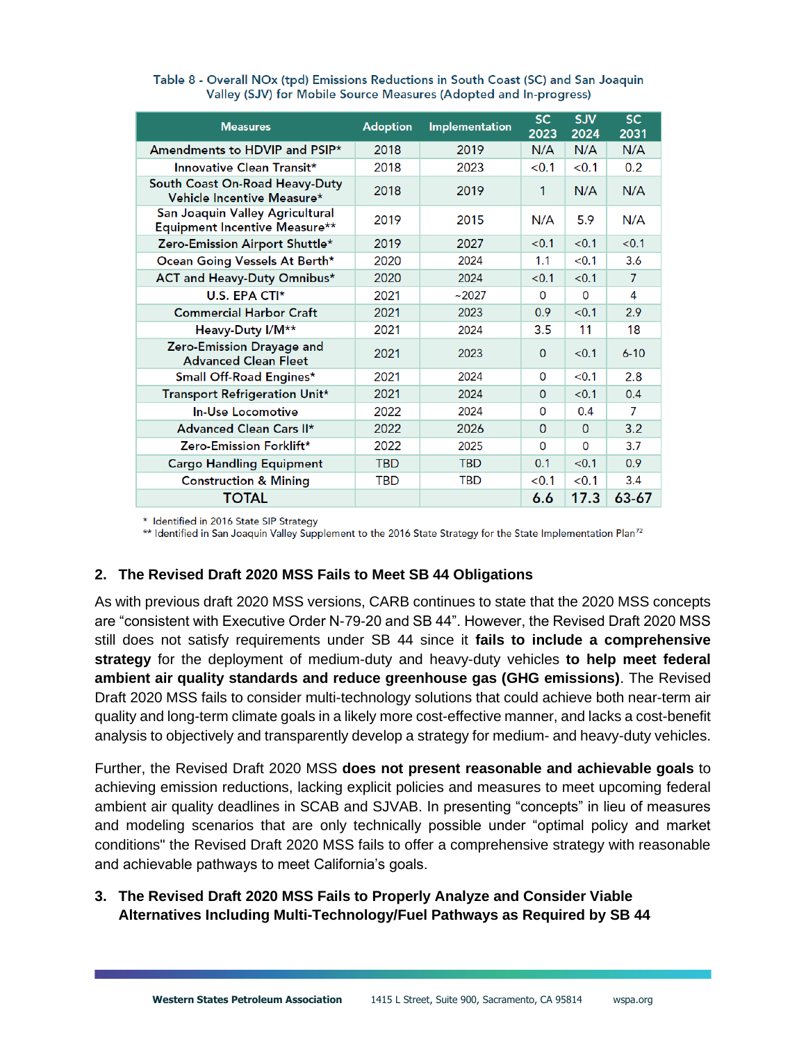Table 8 - Overall NOx (tpd) Emissions Reductions in South Coast (SC) and San Joaquin Valley (SJV) for Mobile Source Measures (Adopted and In-progress)

| Measures | Adoption | Implementation | SC 2023 | SJV 2024 | SC 2031 |
|---|---|---|---|---|---|
| Amendments to HDVIP and PSIP* | 2018 | 2019 | N/A | N/A | N/A |
| Innovative Clean Transit* | 2018 | 2023 | <0.1 | <0.1 | 0.2 |
| South Coast On-Road Heavy-Duty Vehicle Incentive Measure* | 2018 | 2019 | 1 | N/A | N/A |
| San Joaquin Valley Agricultural Equipment Incentive Measure** | 2019 | 2015 | N/A | 5.9 | N/A |
| Zero-Emission Airport Shuttle* | 2019 | 2027 | <0.1 | <0.1 | <0.1 |
| Ocean Going Vessels At Berth* | 2020 | 2024 | 1.1 | <0.1 | 3.6 |
| ACT and Heavy-Duty Omnibus* | 2020 | 2024 | <0.1 | <0.1 | 7 |
| U.S. EPA CTI* | 2021 | ~2027 | 0 | 0 | 4 |
| Commercial Harbor Craft | 2021 | 2023 | 0.9 | <0.1 | 2.9 |
| Heavy-Duty I/M** | 2021 | 2024 | 3.5 | 11 | 18 |
| Zero-Emission Drayage and Advanced Clean Fleet | 2021 | 2023 | 0 | <0.1 | 6-10 |
| Small Off-Road Engines* | 2021 | 2024 | 0 | <0.1 | 2.8 |
| Transport Refrigeration Unit* | 2021 | 2024 | 0 | <0.1 | 0.4 |
| In-Use Locomotive | 2022 | 2024 | 0 | 0.4 | 7 |
| Advanced Clean Cars II* | 2022 | 2026 | 0 | 0 | 3.2 |
| Zero-Emission Forklift* | 2022 | 2025 | 0 | 0 | 3.7 |
| Cargo Handling Equipment | TBD | TBD | 0.1 | <0.1 | 0.9 |
| Construction & Mining | TBD | TBD | <0.1 | <0.1 | 3.4 |
| **TOTAL** | | | **6.6** | **17.3** | **63-67** |

\* Identified in 2016 State SIP Strategy
\*\* Identified in San Joaquin Valley Supplement to the 2016 State Strategy for the State Implementation Plan[72]

## 2. The Revised Draft 2020 MSS Fails to Meet SB 44 Obligations

As with previous draft 2020 MSS versions, CARB continues to state that the 2020 MSS concepts are "consistent with Executive Order N-79-20 and SB 44". However, the Revised Draft 2020 MSS still does not satisfy requirements under SB 44 since it **fails to include a comprehensive strategy** for the deployment of medium-duty and heavy-duty vehicles **to help meet federal ambient air quality standards and reduce greenhouse gas (GHG emissions)**. The Revised Draft 2020 MSS fails to consider multi-technology solutions that could achieve both near-term air quality and long-term climate goals in a likely more cost-effective manner, and lacks a cost-benefit analysis to objectively and transparently develop a strategy for medium- and heavy-duty vehicles.

Further, the Revised Draft 2020 MSS **does not present reasonable and achievable goals** to achieving emission reductions, lacking explicit policies and measures to meet upcoming federal ambient air quality deadlines in SCAB and SJVAB. In presenting "concepts" in lieu of measures and modeling scenarios that are only technically possible under "optimal policy and market conditions" the Revised Draft 2020 MSS fails to offer a comprehensive strategy with reasonable and achievable pathways to meet California's goals.

## 3. The Revised Draft 2020 MSS Fails to Properly Analyze and Consider Viable Alternatives Including Multi-Technology/Fuel Pathways as Required by SB 44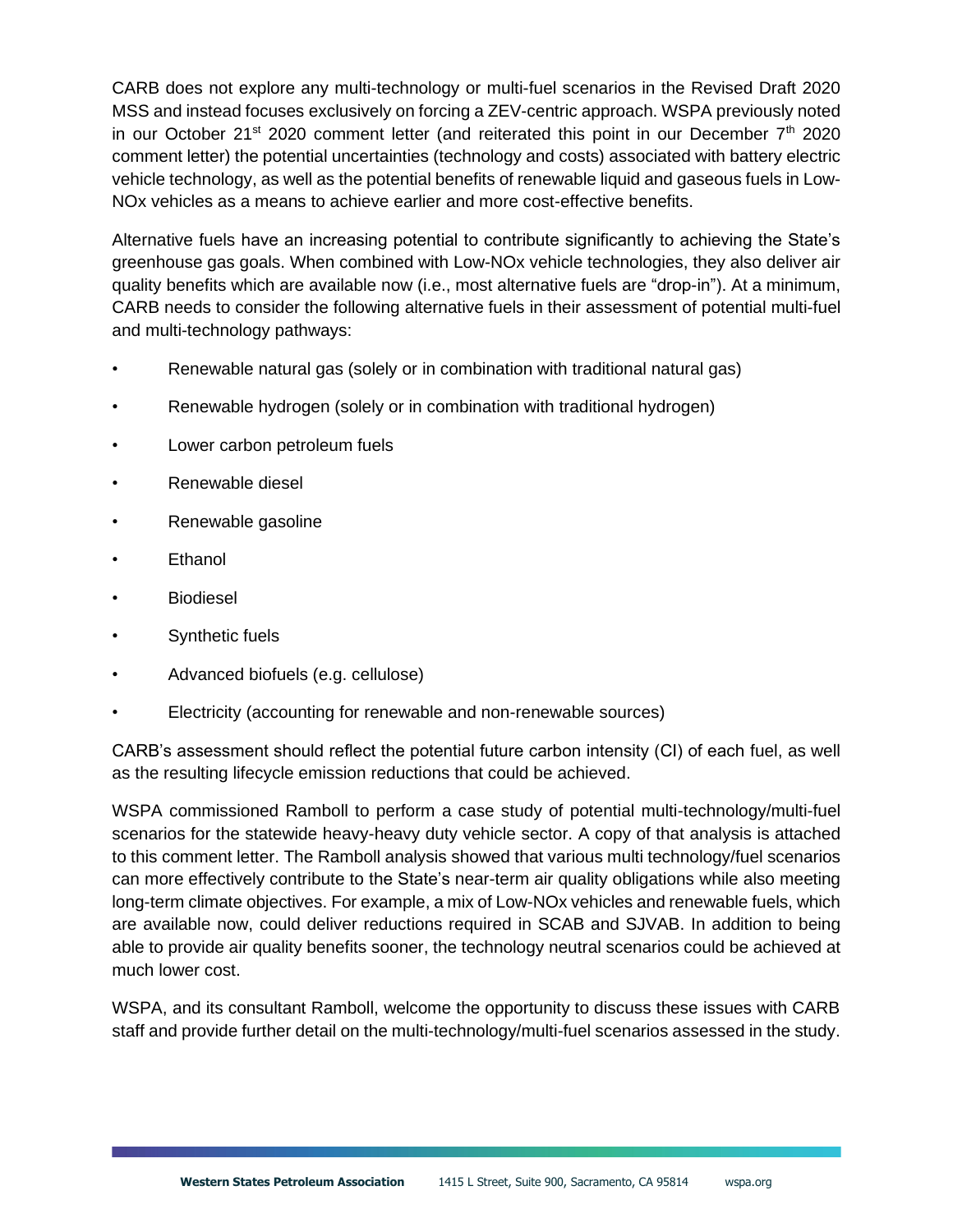CARB does not explore any multi-technology or multi-fuel scenarios in the Revised Draft 2020 MSS and instead focuses exclusively on forcing a ZEV-centric approach. WSPA previously noted in our October 21st 2020 comment letter (and reiterated this point in our December 7th 2020 comment letter) the potential uncertainties (technology and costs) associated with battery electric vehicle technology, as well as the potential benefits of renewable liquid and gaseous fuels in Low-NOx vehicles as a means to achieve earlier and more cost-effective benefits.

Alternative fuels have an increasing potential to contribute significantly to achieving the State's greenhouse gas goals. When combined with Low-NOx vehicle technologies, they also deliver air quality benefits which are available now (i.e., most alternative fuels are "drop-in"). At a minimum, CARB needs to consider the following alternative fuels in their assessment of potential multi-fuel and multi-technology pathways:

- Renewable natural gas (solely or in combination with traditional natural gas)
- Renewable hydrogen (solely or in combination with traditional hydrogen)
- Lower carbon petroleum fuels
- Renewable diesel
- Renewable gasoline
- Ethanol
- Biodiesel
- Synthetic fuels
- Advanced biofuels (e.g. cellulose)
- Electricity (accounting for renewable and non-renewable sources)

CARB's assessment should reflect the potential future carbon intensity (CI) of each fuel, as well as the resulting lifecycle emission reductions that could be achieved.

WSPA commissioned Ramboll to perform a case study of potential multi-technology/multi-fuel scenarios for the statewide heavy-heavy duty vehicle sector. A copy of that analysis is attached to this comment letter. The Ramboll analysis showed that various multi technology/fuel scenarios can more effectively contribute to the State's near-term air quality obligations while also meeting long-term climate objectives. For example, a mix of Low-NOx vehicles and renewable fuels, which are available now, could deliver reductions required in SCAB and SJVAB. In addition to being able to provide air quality benefits sooner, the technology neutral scenarios could be achieved at much lower cost.

WSPA, and its consultant Ramboll, welcome the opportunity to discuss these issues with CARB staff and provide further detail on the multi-technology/multi-fuel scenarios assessed in the study.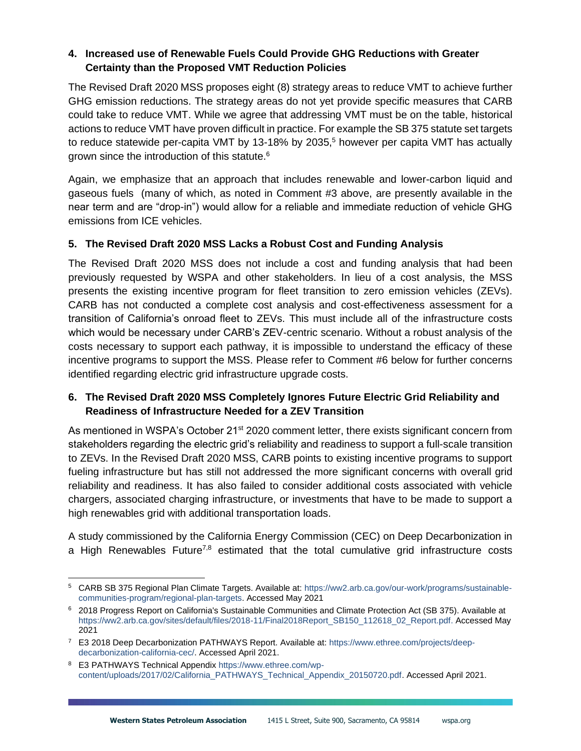### 4. Increased use of Renewable Fuels Could Provide GHG Reductions with Greater Certainty than the Proposed VMT Reduction Policies

The Revised Draft 2020 MSS proposes eight (8) strategy areas to reduce VMT to achieve further GHG emission reductions. The strategy areas do not yet provide specific measures that CARB could take to reduce VMT. While we agree that addressing VMT must be on the table, historical actions to reduce VMT have proven difficult in practice. For example the SB 375 statute set targets to reduce statewide per-capita VMT by 13-18% by 2035,[5] however per capita VMT has actually grown since the introduction of this statute.[6]

Again, we emphasize that an approach that includes renewable and lower-carbon liquid and gaseous fuels (many of which, as noted in Comment #3 above, are presently available in the near term and are "drop-in") would allow for a reliable and immediate reduction of vehicle GHG emissions from ICE vehicles.

### 5. The Revised Draft 2020 MSS Lacks a Robust Cost and Funding Analysis

The Revised Draft 2020 MSS does not include a cost and funding analysis that had been previously requested by WSPA and other stakeholders. In lieu of a cost analysis, the MSS presents the existing incentive program for fleet transition to zero emission vehicles (ZEVs). CARB has not conducted a complete cost analysis and cost-effectiveness assessment for a transition of California's onroad fleet to ZEVs. This must include all of the infrastructure costs which would be necessary under CARB's ZEV-centric scenario. Without a robust analysis of the costs necessary to support each pathway, it is impossible to understand the efficacy of these incentive programs to support the MSS. Please refer to Comment #6 below for further concerns identified regarding electric grid infrastructure upgrade costs.

### 6. The Revised Draft 2020 MSS Completely Ignores Future Electric Grid Reliability and Readiness of Infrastructure Needed for a ZEV Transition

As mentioned in WSPA's October 21st 2020 comment letter, there exists significant concern from stakeholders regarding the electric grid's reliability and readiness to support a full-scale transition to ZEVs. In the Revised Draft 2020 MSS, CARB points to existing incentive programs to support fueling infrastructure but has still not addressed the more significant concerns with overall grid reliability and readiness. It has also failed to consider additional costs associated with vehicle chargers, associated charging infrastructure, or investments that have to be made to support a high renewables grid with additional transportation loads.

A study commissioned by the California Energy Commission (CEC) on Deep Decarbonization in a High Renewables Future[7,8] estimated that the total cumulative grid infrastructure costs

---

[5] CARB SB 375 Regional Plan Climate Targets. Available at: https://ww2.arb.ca.gov/our-work/programs/sustainable-communities-program/regional-plan-targets. Accessed May 2021

[6] 2018 Progress Report on California's Sustainable Communities and Climate Protection Act (SB 375). Available at https://ww2.arb.ca.gov/sites/default/files/2018-11/Final2018Report_SB150_112618_02_Report.pdf. Accessed May 2021

[7] E3 2018 Deep Decarbonization PATHWAYS Report. Available at: https://www.ethree.com/projects/deep-decarbonization-california-cec/. Accessed April 2021.

[8] E3 PATHWAYS Technical Appendix https://www.ethree.com/wp-content/uploads/2017/02/California_PATHWAYS_Technical_Appendix_20150720.pdf. Accessed April 2021.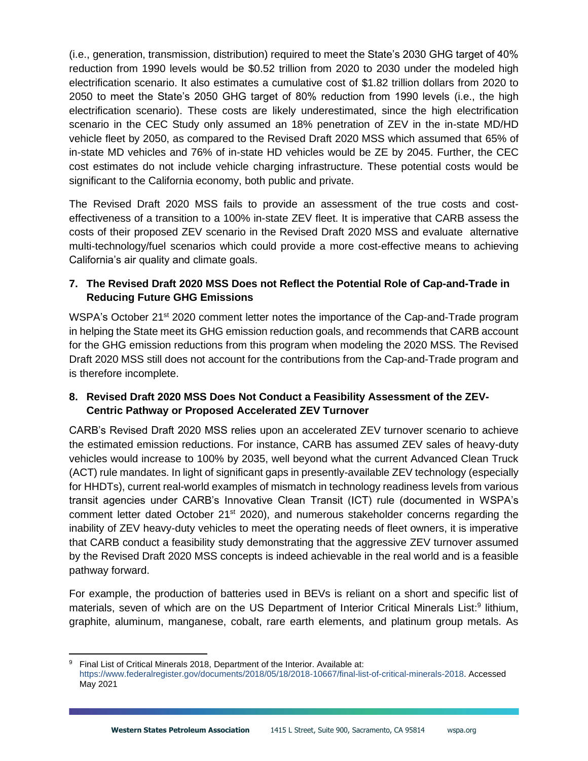(i.e., generation, transmission, distribution) required to meet the State's 2030 GHG target of 40% reduction from 1990 levels would be $0.52 trillion from 2020 to 2030 under the modeled high electrification scenario. It also estimates a cumulative cost of $1.82 trillion dollars from 2020 to 2050 to meet the State's 2050 GHG target of 80% reduction from 1990 levels (i.e., the high electrification scenario). These costs are likely underestimated, since the high electrification scenario in the CEC Study only assumed an 18% penetration of ZEV in the in-state MD/HD vehicle fleet by 2050, as compared to the Revised Draft 2020 MSS which assumed that 65% of in-state MD vehicles and 76% of in-state HD vehicles would be ZE by 2045. Further, the CEC cost estimates do not include vehicle charging infrastructure. These potential costs would be significant to the California economy, both public and private.

The Revised Draft 2020 MSS fails to provide an assessment of the true costs and cost-effectiveness of a transition to a 100% in-state ZEV fleet. It is imperative that CARB assess the costs of their proposed ZEV scenario in the Revised Draft 2020 MSS and evaluate alternative multi-technology/fuel scenarios which could provide a more cost-effective means to achieving California's air quality and climate goals.

### 7. The Revised Draft 2020 MSS Does not Reflect the Potential Role of Cap-and-Trade in Reducing Future GHG Emissions

WSPA's October 21st 2020 comment letter notes the importance of the Cap-and-Trade program in helping the State meet its GHG emission reduction goals, and recommends that CARB account for the GHG emission reductions from this program when modeling the 2020 MSS. The Revised Draft 2020 MSS still does not account for the contributions from the Cap-and-Trade program and is therefore incomplete.

### 8. Revised Draft 2020 MSS Does Not Conduct a Feasibility Assessment of the ZEV-Centric Pathway or Proposed Accelerated ZEV Turnover

CARB's Revised Draft 2020 MSS relies upon an accelerated ZEV turnover scenario to achieve the estimated emission reductions. For instance, CARB has assumed ZEV sales of heavy-duty vehicles would increase to 100% by 2035, well beyond what the current Advanced Clean Truck (ACT) rule mandates. In light of significant gaps in presently-available ZEV technology (especially for HHDTs), current real-world examples of mismatch in technology readiness levels from various transit agencies under CARB's Innovative Clean Transit (ICT) rule (documented in WSPA's comment letter dated October 21st 2020), and numerous stakeholder concerns regarding the inability of ZEV heavy-duty vehicles to meet the operating needs of fleet owners, it is imperative that CARB conduct a feasibility study demonstrating that the aggressive ZEV turnover assumed by the Revised Draft 2020 MSS concepts is indeed achievable in the real world and is a feasible pathway forward.

For example, the production of batteries used in BEVs is reliant on a short and specific list of materials, seven of which are on the US Department of Interior Critical Minerals List:[9] lithium, graphite, aluminum, manganese, cobalt, rare earth elements, and platinum group metals. As

[9] Final List of Critical Minerals 2018, Department of the Interior. Available at: https://www.federalregister.gov/documents/2018/05/18/2018-10667/final-list-of-critical-minerals-2018. Accessed May 2021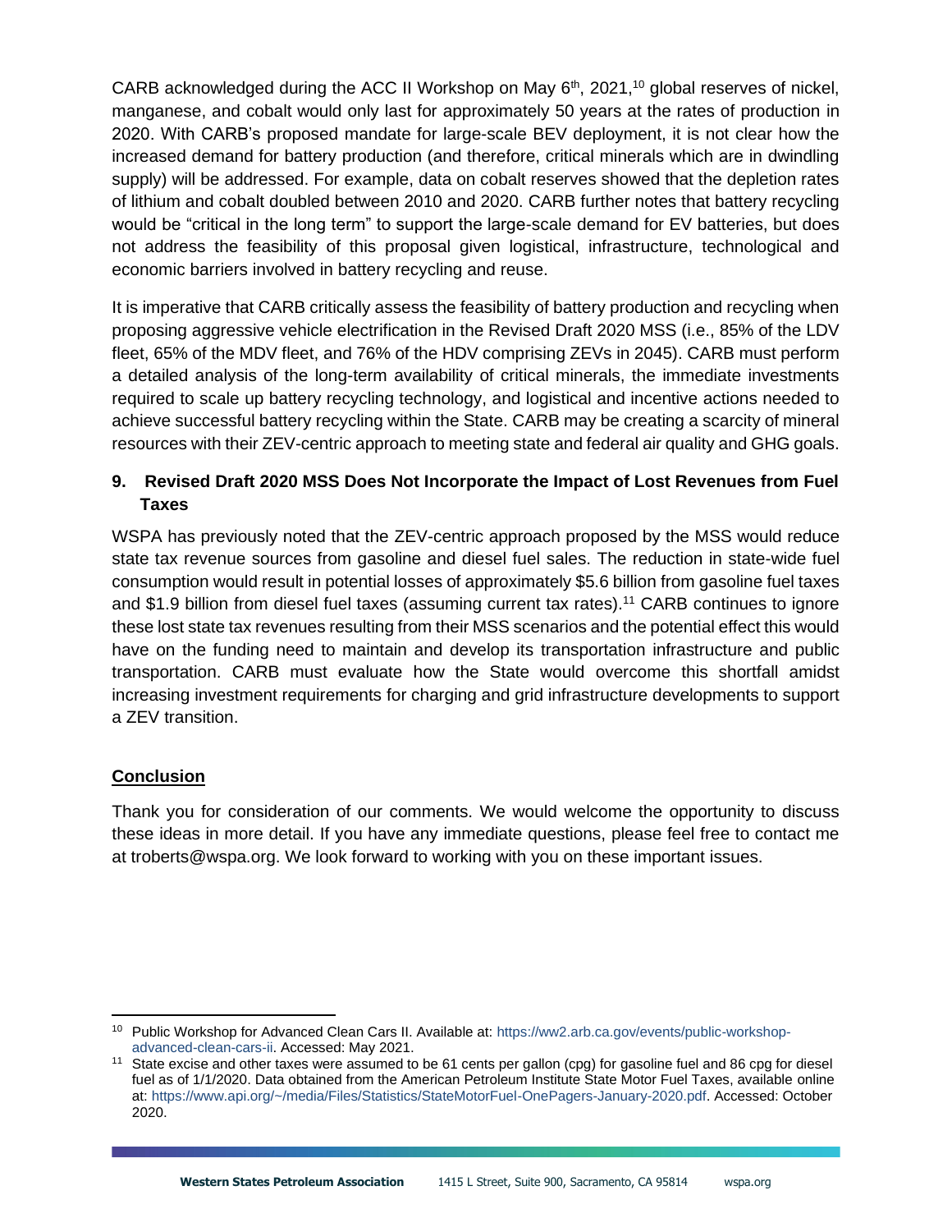CARB acknowledged during the ACC II Workshop on May 6th, 2021,[10] global reserves of nickel, manganese, and cobalt would only last for approximately 50 years at the rates of production in 2020. With CARB's proposed mandate for large-scale BEV deployment, it is not clear how the increased demand for battery production (and therefore, critical minerals which are in dwindling supply) will be addressed. For example, data on cobalt reserves showed that the depletion rates of lithium and cobalt doubled between 2010 and 2020. CARB further notes that battery recycling would be "critical in the long term" to support the large-scale demand for EV batteries, but does not address the feasibility of this proposal given logistical, infrastructure, technological and economic barriers involved in battery recycling and reuse.

It is imperative that CARB critically assess the feasibility of battery production and recycling when proposing aggressive vehicle electrification in the Revised Draft 2020 MSS (i.e., 85% of the LDV fleet, 65% of the MDV fleet, and 76% of the HDV comprising ZEVs in 2045). CARB must perform a detailed analysis of the long-term availability of critical minerals, the immediate investments required to scale up battery recycling technology, and logistical and incentive actions needed to achieve successful battery recycling within the State. CARB may be creating a scarcity of mineral resources with their ZEV-centric approach to meeting state and federal air quality and GHG goals.

## 9. Revised Draft 2020 MSS Does Not Incorporate the Impact of Lost Revenues from Fuel Taxes

WSPA has previously noted that the ZEV-centric approach proposed by the MSS would reduce state tax revenue sources from gasoline and diesel fuel sales. The reduction in state-wide fuel consumption would result in potential losses of approximately $5.6 billion from gasoline fuel taxes and $1.9 billion from diesel fuel taxes (assuming current tax rates).[11] CARB continues to ignore these lost state tax revenues resulting from their MSS scenarios and the potential effect this would have on the funding need to maintain and develop its transportation infrastructure and public transportation. CARB must evaluate how the State would overcome this shortfall amidst increasing investment requirements for charging and grid infrastructure developments to support a ZEV transition.

## Conclusion

Thank you for consideration of our comments. We would welcome the opportunity to discuss these ideas in more detail. If you have any immediate questions, please feel free to contact me at troberts@wspa.org. We look forward to working with you on these important issues.

---

[10] Public Workshop for Advanced Clean Cars II. Available at: https://ww2.arb.ca.gov/events/public-workshop-advanced-clean-cars-ii. Accessed: May 2021.

[11] State excise and other taxes were assumed to be 61 cents per gallon (cpg) for gasoline fuel and 86 cpg for diesel fuel as of 1/1/2020. Data obtained from the American Petroleum Institute State Motor Fuel Taxes, available online at: https://www.api.org/~/media/Files/Statistics/StateMotorFuel-OnePagers-January-2020.pdf. Accessed: October 2020.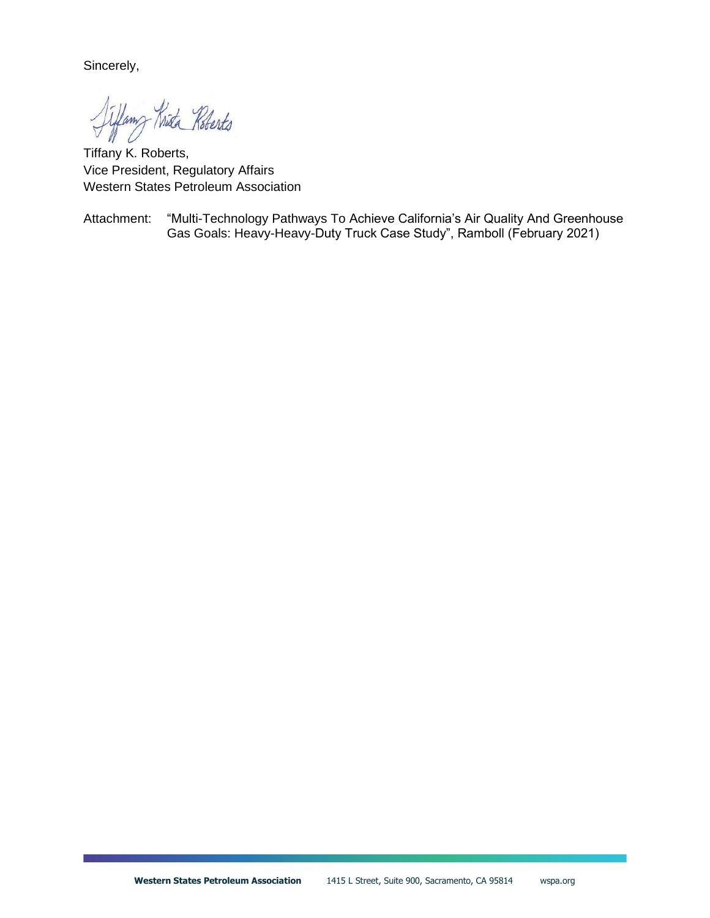Sincerely,

Tiffany K. Roberts,
Vice President, Regulatory Affairs
Western States Petroleum Association

Attachment: "Multi-Technology Pathways To Achieve California's Air Quality And Greenhouse Gas Goals: Heavy-Heavy-Duty Truck Case Study", Ramboll (February 2021)